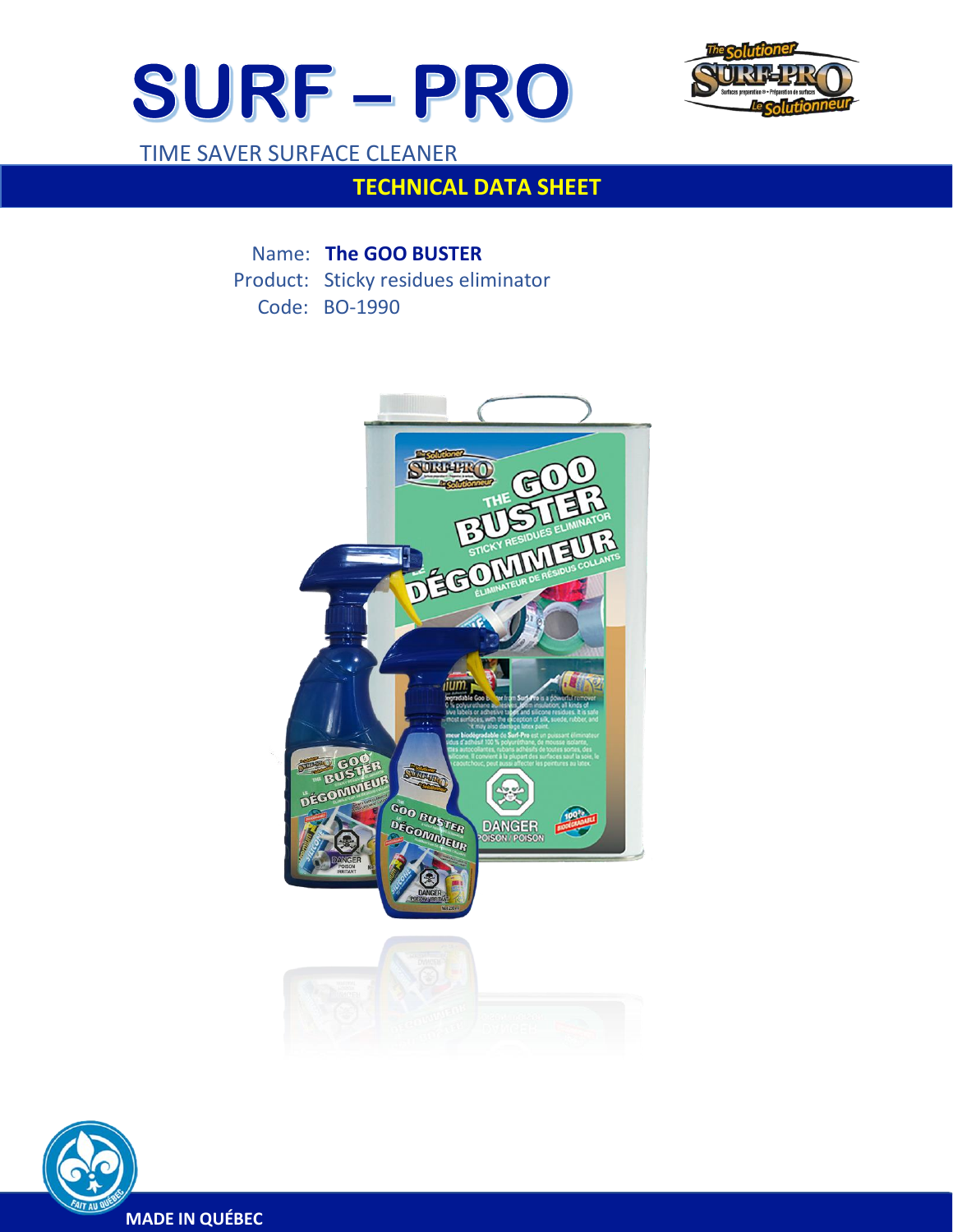# SURF – PRO

TIME SAVER SURFACE CLEANER

## TECHNICAL DATA SHEET

Name: **The GOO BUSTER**

Product: Sticky residues eliminator

Code: BO-1990

MADE IN QUÉBEC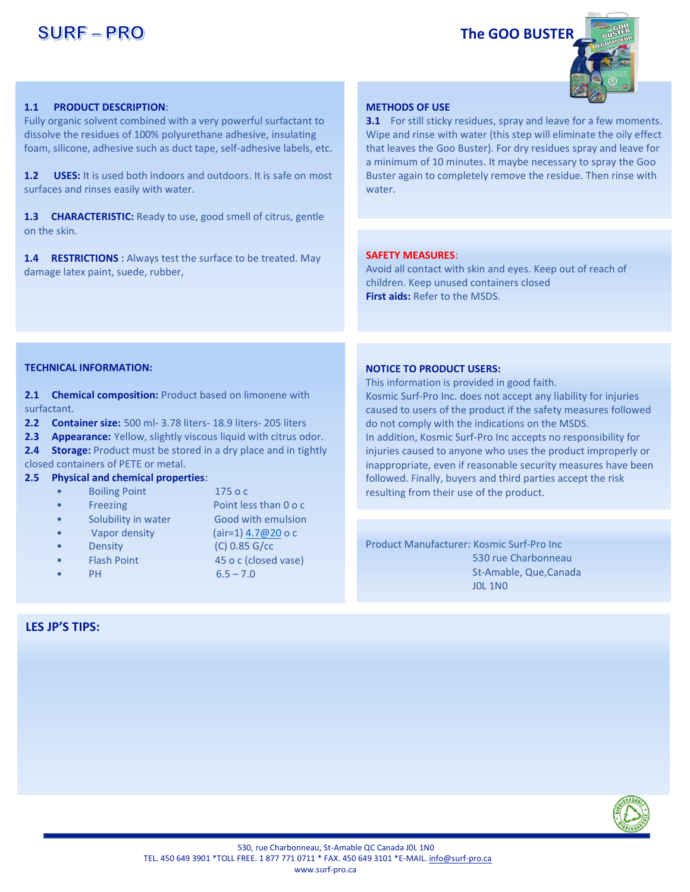# SURF – PRO

## The GOO BUSTER

**1.1 PRODUCT DESCRIPTION**:
Fully organic solvent combined with a very powerful surfactant to dissolve the residues of 100% polyurethane adhesive, insulating foam, silicone, adhesive such as duct tape, self-adhesive labels, etc.

**1.2 USES:** It is used both indoors and outdoors. It is safe on most surfaces and rinses easily with water.

**1.3 CHARACTERISTIC:** Ready to use, good smell of citrus, gentle on the skin.

**1.4 RESTRICTIONS** : Always test the surface to be treated. May damage latex paint, suede, rubber,

**METHODS OF USE**

**3.1** For still sticky residues, spray and leave for a few moments. Wipe and rinse with water (this step will eliminate the oily effect that leaves the Goo Buster). For dry residues spray and leave for a minimum of 10 minutes. It maybe necessary to spray the Goo Buster again to completely remove the residue. Then rinse with water.

**SAFETY MEASURES**:
Avoid all contact with skin and eyes. Keep out of reach of children. Keep unused containers closed
**First aids:** Refer to the MSDS.

**TECHNICAL INFORMATION:**

**2.1 Chemical composition:** Product based on limonene with surfactant.
**2.2 Container size:** 500 ml- 3.78 liters- 18.9 liters- 205 liters
**2.3 Appearance:** Yellow, slightly viscous liquid with citrus odor.
**2.4 Storage:** Product must be stored in a dry place and in tightly closed containers of PETE or metal.
**2.5 Physical and chemical properties**:

- Boiling Point — 175 o c
- Freezing — Point less than 0 o c
- Solubility in water — Good with emulsion
- Vapor density — (air=1) 4.7@20 o c
- Density — (C) 0.85 G/cc
- Flash Point — 45 o c (closed vase)
- PH — 6.5 – 7.0

**NOTICE TO PRODUCT USERS:**
This information is provided in good faith.
Kosmic Surf-Pro Inc. does not accept any liability for injuries caused to users of the product if the safety measures followed do not comply with the indications on the MSDS.
In addition, Kosmic Surf-Pro Inc accepts no responsibility for injuries caused to anyone who uses the product improperly or inappropriate, even if reasonable security measures have been followed. Finally, buyers and third parties accept the risk resulting from their use of the product.

Product Manufacturer: Kosmic Surf-Pro Inc
530 rue Charbonneau
St-Amable, Que,Canada
J0L 1N0

**LES JP'S TIPS:**

530, rue Charbonneau, St-Amable QC Canada J0L 1N0
TEL. 450 649 3901 *TOLL FREE. 1 877 771 0711 * FAX. 450 649 3101 *E-MAIL. info@surf-pro.ca
www.surf-pro.ca